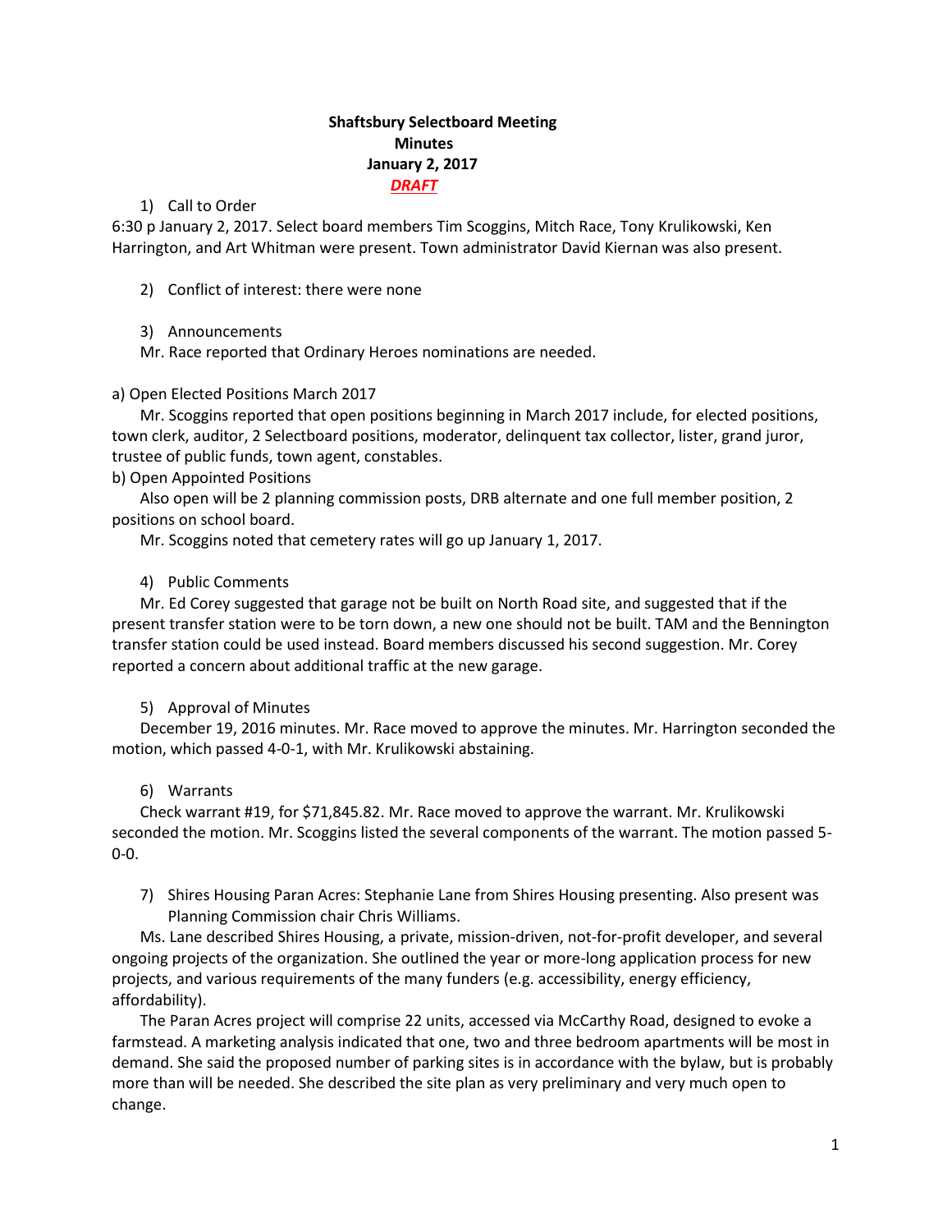**Shaftsbury Selectboard Meeting**
**Minutes**
**January 2, 2017**
***DRAFT***

1) Call to Order

6:30 p January 2, 2017. Select board members Tim Scoggins, Mitch Race, Tony Krulikowski, Ken Harrington, and Art Whitman were present. Town administrator David Kiernan was also present.

2) Conflict of interest: there were none

3) Announcements

Mr. Race reported that Ordinary Heroes nominations are needed.

a) Open Elected Positions March 2017

Mr. Scoggins reported that open positions beginning in March 2017 include, for elected positions, town clerk, auditor, 2 Selectboard positions, moderator, delinquent tax collector, lister, grand juror, trustee of public funds, town agent, constables.

b) Open Appointed Positions

Also open will be 2 planning commission posts, DRB alternate and one full member position, 2 positions on school board.

Mr. Scoggins noted that cemetery rates will go up January 1, 2017.

4) Public Comments

Mr. Ed Corey suggested that garage not be built on North Road site, and suggested that if the present transfer station were to be torn down, a new one should not be built. TAM and the Bennington transfer station could be used instead. Board members discussed his second suggestion. Mr. Corey reported a concern about additional traffic at the new garage.

5) Approval of Minutes

December 19, 2016 minutes. Mr. Race moved to approve the minutes. Mr. Harrington seconded the motion, which passed 4-0-1, with Mr. Krulikowski abstaining.

6) Warrants

Check warrant #19, for $71,845.82. Mr. Race moved to approve the warrant. Mr. Krulikowski seconded the motion. Mr. Scoggins listed the several components of the warrant. The motion passed 5-0-0.

7) Shires Housing Paran Acres: Stephanie Lane from Shires Housing presenting. Also present was Planning Commission chair Chris Williams.

Ms. Lane described Shires Housing, a private, mission-driven, not-for-profit developer, and several ongoing projects of the organization. She outlined the year or more-long application process for new projects, and various requirements of the many funders (e.g. accessibility, energy efficiency, affordability).

The Paran Acres project will comprise 22 units, accessed via McCarthy Road, designed to evoke a farmstead. A marketing analysis indicated that one, two and three bedroom apartments will be most in demand. She said the proposed number of parking sites is in accordance with the bylaw, but is probably more than will be needed. She described the site plan as very preliminary and very much open to change.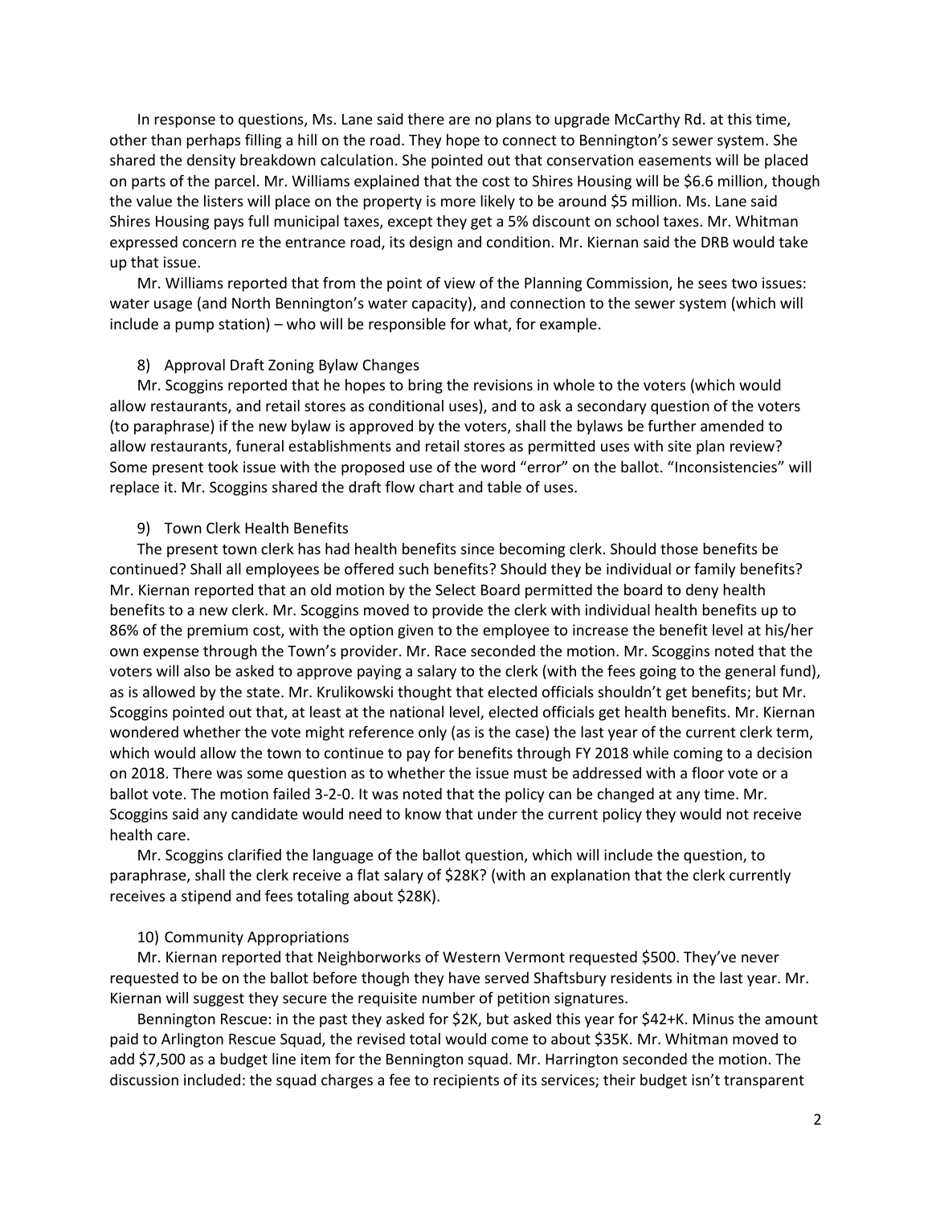In response to questions, Ms. Lane said there are no plans to upgrade McCarthy Rd. at this time, other than perhaps filling a hill on the road. They hope to connect to Bennington's sewer system. She shared the density breakdown calculation. She pointed out that conservation easements will be placed on parts of the parcel. Mr. Williams explained that the cost to Shires Housing will be $6.6 million, though the value the listers will place on the property is more likely to be around $5 million. Ms. Lane said Shires Housing pays full municipal taxes, except they get a 5% discount on school taxes. Mr. Whitman expressed concern re the entrance road, its design and condition. Mr. Kiernan said the DRB would take up that issue.

Mr. Williams reported that from the point of view of the Planning Commission, he sees two issues: water usage (and North Bennington's water capacity), and connection to the sewer system (which will include a pump station) – who will be responsible for what, for example.

8) Approval Draft Zoning Bylaw Changes

Mr. Scoggins reported that he hopes to bring the revisions in whole to the voters (which would allow restaurants, and retail stores as conditional uses), and to ask a secondary question of the voters (to paraphrase) if the new bylaw is approved by the voters, shall the bylaws be further amended to allow restaurants, funeral establishments and retail stores as permitted uses with site plan review? Some present took issue with the proposed use of the word "error" on the ballot. "Inconsistencies" will replace it. Mr. Scoggins shared the draft flow chart and table of uses.

9) Town Clerk Health Benefits

The present town clerk has had health benefits since becoming clerk. Should those benefits be continued? Shall all employees be offered such benefits? Should they be individual or family benefits? Mr. Kiernan reported that an old motion by the Select Board permitted the board to deny health benefits to a new clerk. Mr. Scoggins moved to provide the clerk with individual health benefits up to 86% of the premium cost, with the option given to the employee to increase the benefit level at his/her own expense through the Town's provider. Mr. Race seconded the motion. Mr. Scoggins noted that the voters will also be asked to approve paying a salary to the clerk (with the fees going to the general fund), as is allowed by the state. Mr. Krulikowski thought that elected officials shouldn't get benefits; but Mr. Scoggins pointed out that, at least at the national level, elected officials get health benefits. Mr. Kiernan wondered whether the vote might reference only (as is the case) the last year of the current clerk term, which would allow the town to continue to pay for benefits through FY 2018 while coming to a decision on 2018. There was some question as to whether the issue must be addressed with a floor vote or a ballot vote. The motion failed 3-2-0. It was noted that the policy can be changed at any time. Mr. Scoggins said any candidate would need to know that under the current policy they would not receive health care.

Mr. Scoggins clarified the language of the ballot question, which will include the question, to paraphrase, shall the clerk receive a flat salary of $28K? (with an explanation that the clerk currently receives a stipend and fees totaling about $28K).

10) Community Appropriations

Mr. Kiernan reported that Neighborworks of Western Vermont requested $500. They've never requested to be on the ballot before though they have served Shaftsbury residents in the last year. Mr. Kiernan will suggest they secure the requisite number of petition signatures.

Bennington Rescue: in the past they asked for $2K, but asked this year for $42+K. Minus the amount paid to Arlington Rescue Squad, the revised total would come to about $35K. Mr. Whitman moved to add $7,500 as a budget line item for the Bennington squad. Mr. Harrington seconded the motion. The discussion included: the squad charges a fee to recipients of its services; their budget isn't transparent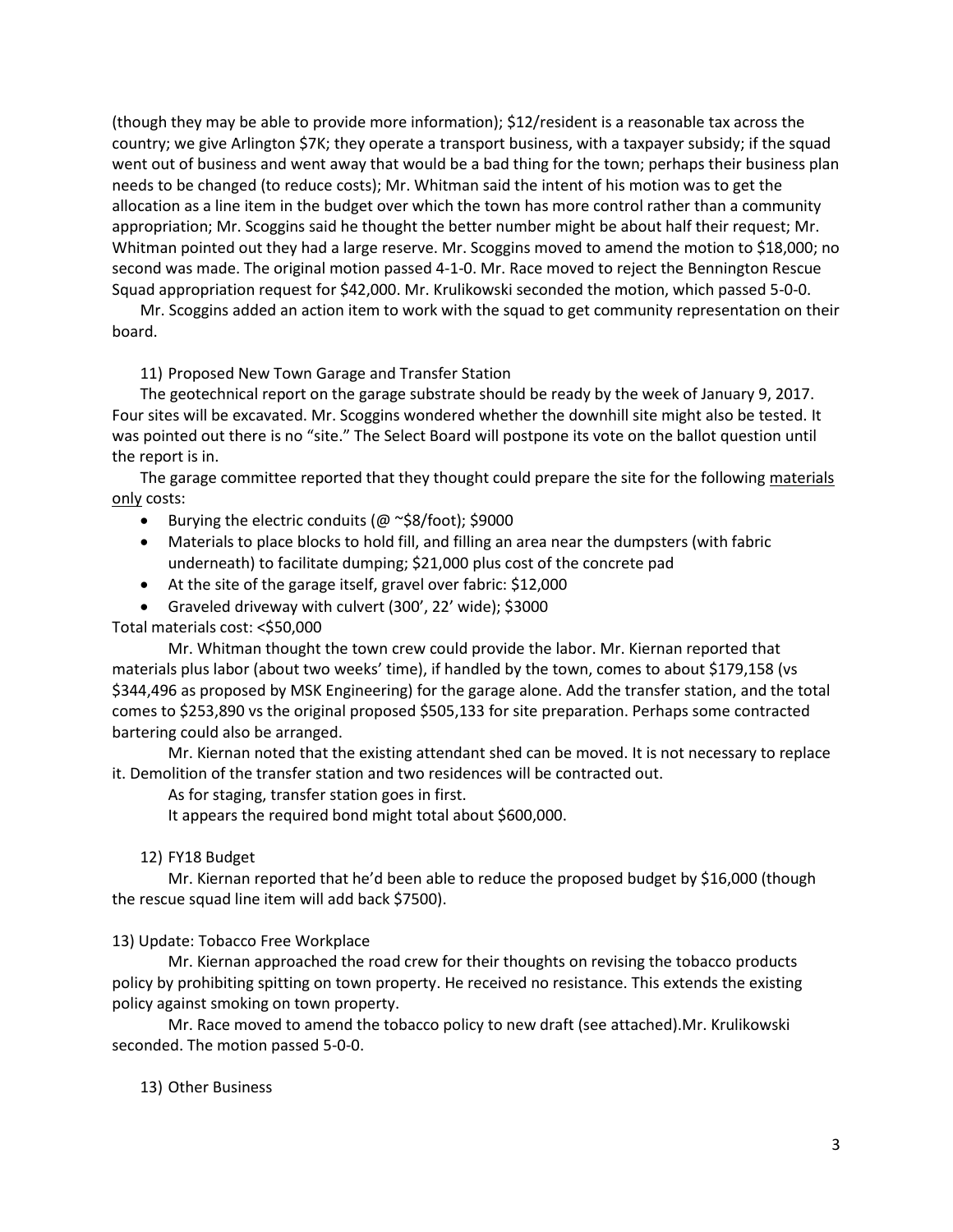(though they may be able to provide more information); $12/resident is a reasonable tax across the country; we give Arlington $7K; they operate a transport business, with a taxpayer subsidy; if the squad went out of business and went away that would be a bad thing for the town; perhaps their business plan needs to be changed (to reduce costs); Mr. Whitman said the intent of his motion was to get the allocation as a line item in the budget over which the town has more control rather than a community appropriation; Mr. Scoggins said he thought the better number might be about half their request; Mr. Whitman pointed out they had a large reserve. Mr. Scoggins moved to amend the motion to $18,000; no second was made. The original motion passed 4-1-0. Mr. Race moved to reject the Bennington Rescue Squad appropriation request for $42,000. Mr. Krulikowski seconded the motion, which passed 5-0-0.

Mr. Scoggins added an action item to work with the squad to get community representation on their board.

11) Proposed New Town Garage and Transfer Station

The geotechnical report on the garage substrate should be ready by the week of January 9, 2017. Four sites will be excavated. Mr. Scoggins wondered whether the downhill site might also be tested. It was pointed out there is no "site." The Select Board will postpone its vote on the ballot question until the report is in.

The garage committee reported that they thought could prepare the site for the following <u>materials only</u> costs:

- Burying the electric conduits (@ ~$8/foot); $9000
- Materials to place blocks to hold fill, and filling an area near the dumpsters (with fabric underneath) to facilitate dumping; $21,000 plus cost of the concrete pad
- At the site of the garage itself, gravel over fabric: $12,000
- Graveled driveway with culvert (300', 22' wide); $3000

Total materials cost: <$50,000

Mr. Whitman thought the town crew could provide the labor. Mr. Kiernan reported that materials plus labor (about two weeks' time), if handled by the town, comes to about $179,158 (vs $344,496 as proposed by MSK Engineering) for the garage alone. Add the transfer station, and the total comes to $253,890 vs the original proposed $505,133 for site preparation. Perhaps some contracted bartering could also be arranged.

Mr. Kiernan noted that the existing attendant shed can be moved. It is not necessary to replace it. Demolition of the transfer station and two residences will be contracted out.

As for staging, transfer station goes in first.

It appears the required bond might total about $600,000.

12) FY18 Budget

Mr. Kiernan reported that he'd been able to reduce the proposed budget by $16,000 (though the rescue squad line item will add back $7500).

13) Update: Tobacco Free Workplace

Mr. Kiernan approached the road crew for their thoughts on revising the tobacco products policy by prohibiting spitting on town property. He received no resistance. This extends the existing policy against smoking on town property.

Mr. Race moved to amend the tobacco policy to new draft (see attached).Mr. Krulikowski seconded. The motion passed 5-0-0.

13) Other Business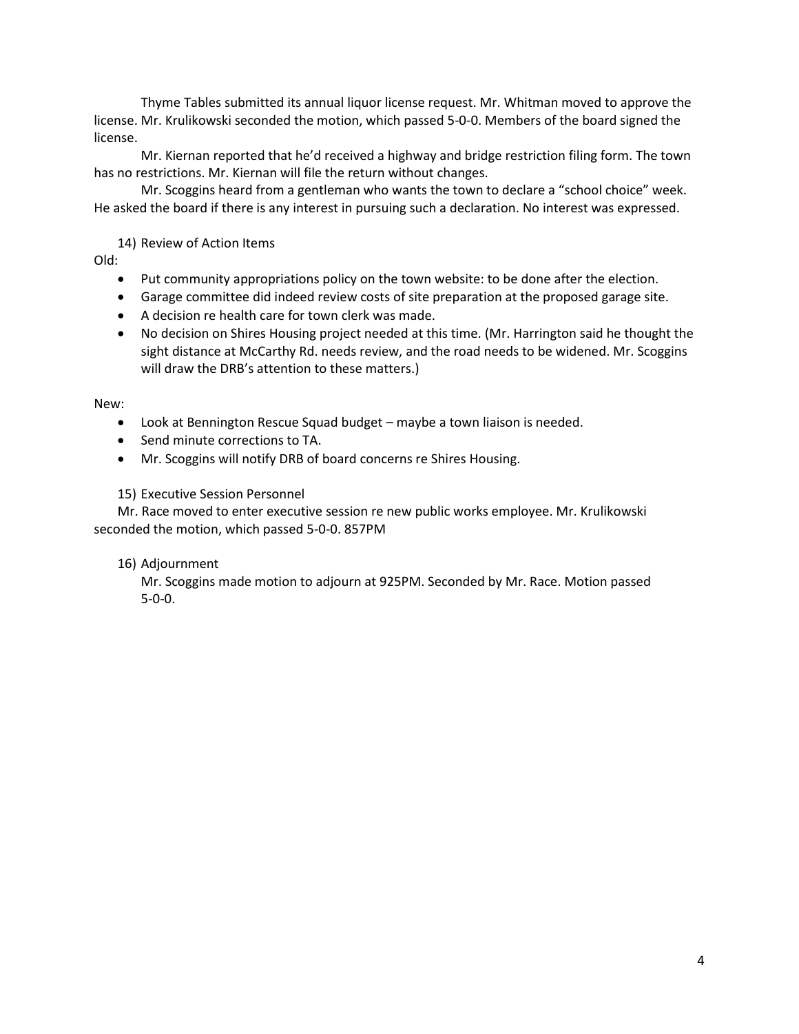Thyme Tables submitted its annual liquor license request. Mr. Whitman moved to approve the license. Mr. Krulikowski seconded the motion, which passed 5-0-0. Members of the board signed the license.

Mr. Kiernan reported that he'd received a highway and bridge restriction filing form. The town has no restrictions. Mr. Kiernan will file the return without changes.

Mr. Scoggins heard from a gentleman who wants the town to declare a "school choice" week. He asked the board if there is any interest in pursuing such a declaration. No interest was expressed.

14) Review of Action Items

Old:

- Put community appropriations policy on the town website: to be done after the election.
- Garage committee did indeed review costs of site preparation at the proposed garage site.
- A decision re health care for town clerk was made.
- No decision on Shires Housing project needed at this time. (Mr. Harrington said he thought the sight distance at McCarthy Rd. needs review, and the road needs to be widened. Mr. Scoggins will draw the DRB's attention to these matters.)

New:

- Look at Bennington Rescue Squad budget – maybe a town liaison is needed.
- Send minute corrections to TA.
- Mr. Scoggins will notify DRB of board concerns re Shires Housing.

15) Executive Session Personnel

Mr. Race moved to enter executive session re new public works employee. Mr. Krulikowski seconded the motion, which passed 5-0-0. 857PM

16) Adjournment

Mr. Scoggins made motion to adjourn at 925PM. Seconded by Mr. Race. Motion passed 5-0-0.